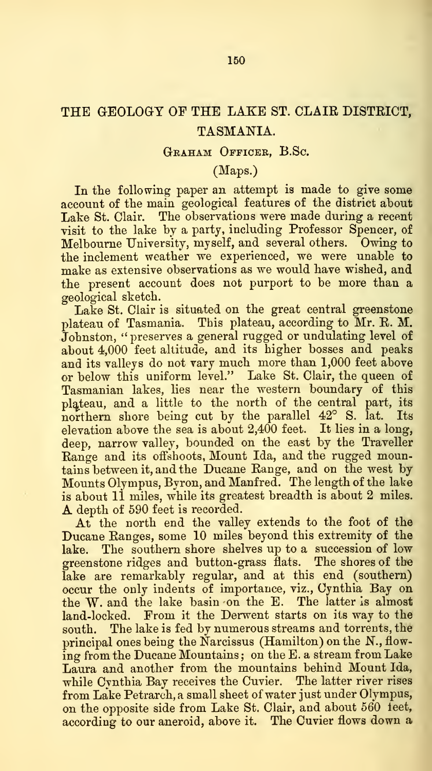# THE GEOLOGY OF THE LAKE ST. CLAIR DISTRICT, TASMANIA.

GRAHAM OFFICER, B.Sc.

(Maps.)

In the following paper an attempt is made to give some account of the main geological features of the district about Lake St. Clair. The observations were made during a recent visit to the lake by a party, including Professor Spencer, of Melbourne University, myself, and several others. Owing to the inclement weather we experienced, we were unable to make as extensive observations as we would have wished, and the present account does not purport to be more than a geological sketch.

Lake St. Clair is situated on the great central greenstone plateau of Tasmania. This plateau, according to Mr. R. M. Johnston, "preserves a general rugged or undulating level of about 4,000 feet altitude, and its higher bosses and peaks and its valleys do not vary much more than 1,000 feet above or below this uniform level." Lake St. Clair, the queen of Tasmanian lakes, lies near the western boundary of this plateau, and a little to the north of the central part, its northern shore being cut by the parallel 42° S. lat. Its elevation above the sea is about 2,400 feet. It lies in a long, deep, narrow valley, bounded on the east by the Traveller Range and its offshoots, Mount Ida, and the rugged mountains between it, and the Ducane Range, and on the west by Mounts Olympus, Byron, and Manfred. The length of the lake is about 11 miles, while its greatest breadth is about 2 miles. A depth of 590 feet is recorded.

At the north end the valley extends to the foot of the Ducane Ranges, some 10 miles beyond this extremity of the lake. The southern shore shelves up to a succession of low greenstone ridges and button-grass flats. The shores of the lake are remarkably regular, and at this end (southern) occur the only indents of importance, viz., Cynthia Bay on the W. and the lake basin on the E. The latter is almost land-locked. From it the Derwent starts on its way to the south. The lake is fed by numerous streams and torrents, the principal ones being the Narcissus (Hamilton) on the N., flowing from the Ducane Mountains; on the E. a stream from Lake Laura and another from the mountains behind Mount Ida, while Cynthia Bay receives the Cuvier. The latter river rises from Lake Petrarch, a small sheet of water just under Olympus, on the opposite side from Lake St. Clair, and about 560 feet, according to our aneroid, above it. The Cuvier flows down a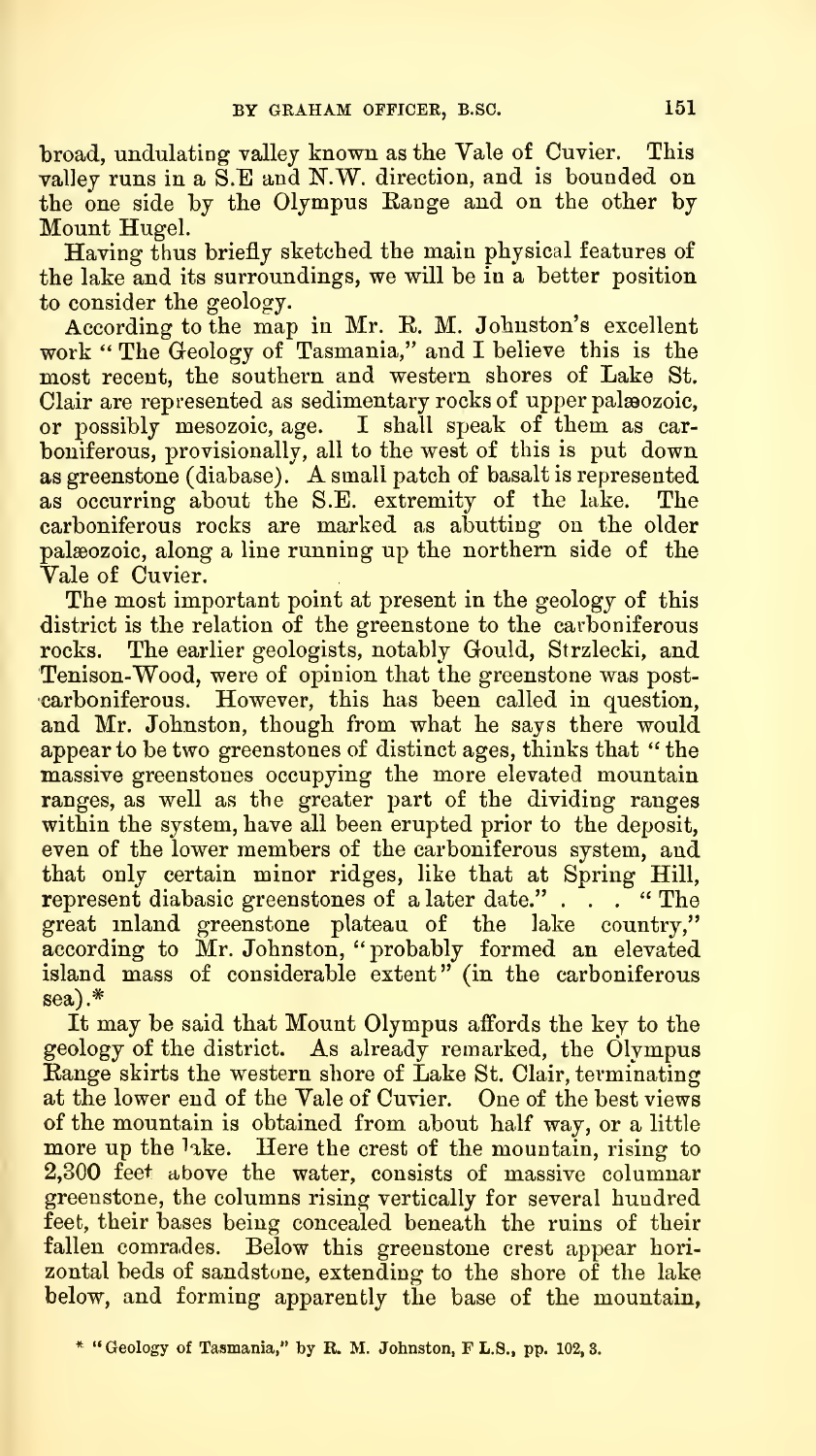broad, undulating valley known as the Vale of Cuvier. This valley runs in a S.E and N.W. direction, and is bounded on the one side by the Olympus Range and on the other by Mount Hugel.

Having thus briefly sketched the main physical features of the lake and its surroundings, we will be in a better position to consider the geology.

According to the map in Mr. R. M. Johnston's excellent work "The Geology of Tasmania," and I believe this is the most recent, the southern and western shores of Lake St. Clair are represented as sedimentary rocks of upper palæozoic, or possibly mesozoic, age. I shall speak of them as carboniferous, provisionally, all to the west of this is put down as greenstone (diabase). A small patch of basalt is represented as occurring about the S.E. extremity of the lake. The carboniferous rocks are marked as abutting on the older palæozoic, along a line running up the northern side of the Vale of Cuvier.

The most important point at present in the geology of this district is the relation of the greenstone to the carboniferous rocks. The earlier geologists, notably Gould, Strzlecki, and Tenison-Wood, were of opinion that the greenstone was post-carboniferous. However, this has been called in question, and Mr. Johnston, though from what he says there would appear to be two greenstones of distinct ages, thinks that "the massive greenstones occupying the more elevated mountain ranges, as well as the greater part of the dividing ranges within the system, have all been erupted prior to the deposit, even of the lower members of the carboniferous system, and that only certain minor ridges, like that at Spring Hill, represent diabasic greenstones of a later date." . . . "The great inland greenstone plateau of the lake country," according to Mr. Johnston, "probably formed an elevated island mass of considerable extent" (in the carboniferous sea).*

It may be said that Mount Olympus affords the key to the geology of the district. As already remarked, the Olympus Range skirts the western shore of Lake St. Clair, terminating at the lower end of the Vale of Cuvier. One of the best views of the mountain is obtained from about half way, or a little more up the lake. Here the crest of the mountain, rising to 2,300 feet above the water, consists of massive columnar greenstone, the columns rising vertically for several hundred feet, their bases being concealed beneath the ruins of their fallen comrades. Below this greenstone crest appear horizontal beds of sandstone, extending to the shore of the lake below, and forming apparently the base of the mountain,

* "Geology of Tasmania," by R. M. Johnston, F L.S., pp. 102, 3.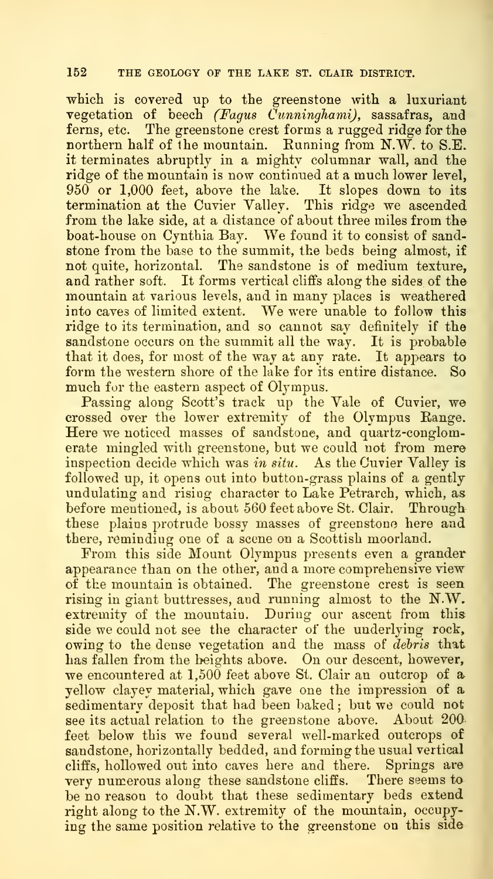which is covered up to the greenstone with a luxuriant vegetation of beech *(Fagus Cunninghami)*, sassafras, and ferns, etc. The greenstone crest forms a rugged ridge for the northern half of the mountain. Running from N.W. to S.E. it terminates abruptly in a mighty columnar wall, and the ridge of the mountain is now continued at a much lower level, 950 or 1,000 feet, above the lake. It slopes down to its termination at the Cuvier Valley. This ridge we ascended from the lake side, at a distance of about three miles from the boat-house on Cynthia Bay. We found it to consist of sandstone from the base to the summit, the beds being almost, if not quite, horizontal. The sandstone is of medium texture, and rather soft. It forms vertical cliffs along the sides of the mountain at various levels, and in many places is weathered into caves of limited extent. We were unable to follow this ridge to its termination, and so cannot say definitely if the sandstone occurs on the summit all the way. It is probable that it does, for most of the way at any rate. It appears to form the western shore of the lake for its entire distance. So much for the eastern aspect of Olympus.

Passing along Scott's track up the Vale of Cuvier, we crossed over the lower extremity of the Olympus Range. Here we noticed masses of sandstone, and quartz-conglomerate mingled with greenstone, but we could not from mere inspection decide which was *in situ*. As the Cuvier Valley is followed up, it opens out into button-grass plains of a gently undulating and rising character to Lake Petrarch, which, as before mentioned, is about 560 feet above St. Clair. Through these plains protrude bossy masses of greenstone here and there, reminding one of a scene on a Scottish moorland.

From this side Mount Olympus presents even a grander appearance than on the other, and a more comprehensive view of the mountain is obtained. The greenstone crest is seen rising in giant buttresses, and running almost to the N.W. extremity of the mountain. During our ascent from this side we could not see the character of the underlying rock, owing to the dense vegetation and the mass of *debris* that has fallen from the heights above. On our descent, however, we encountered at 1,500 feet above St. Clair an outcrop of a yellow clayey material, which gave one the impression of a sedimentary deposit that had been baked; but we could not see its actual relation to the greenstone above. About 200 feet below this we found several well-marked outcrops of sandstone, horizontally bedded, and forming the usual vertical cliffs, hollowed out into caves here and there. Springs are very numerous along these sandstone cliffs. There seems to be no reason to doubt that these sedimentary beds extend right along to the N.W. extremity of the mountain, occupying the same position relative to the greenstone on this side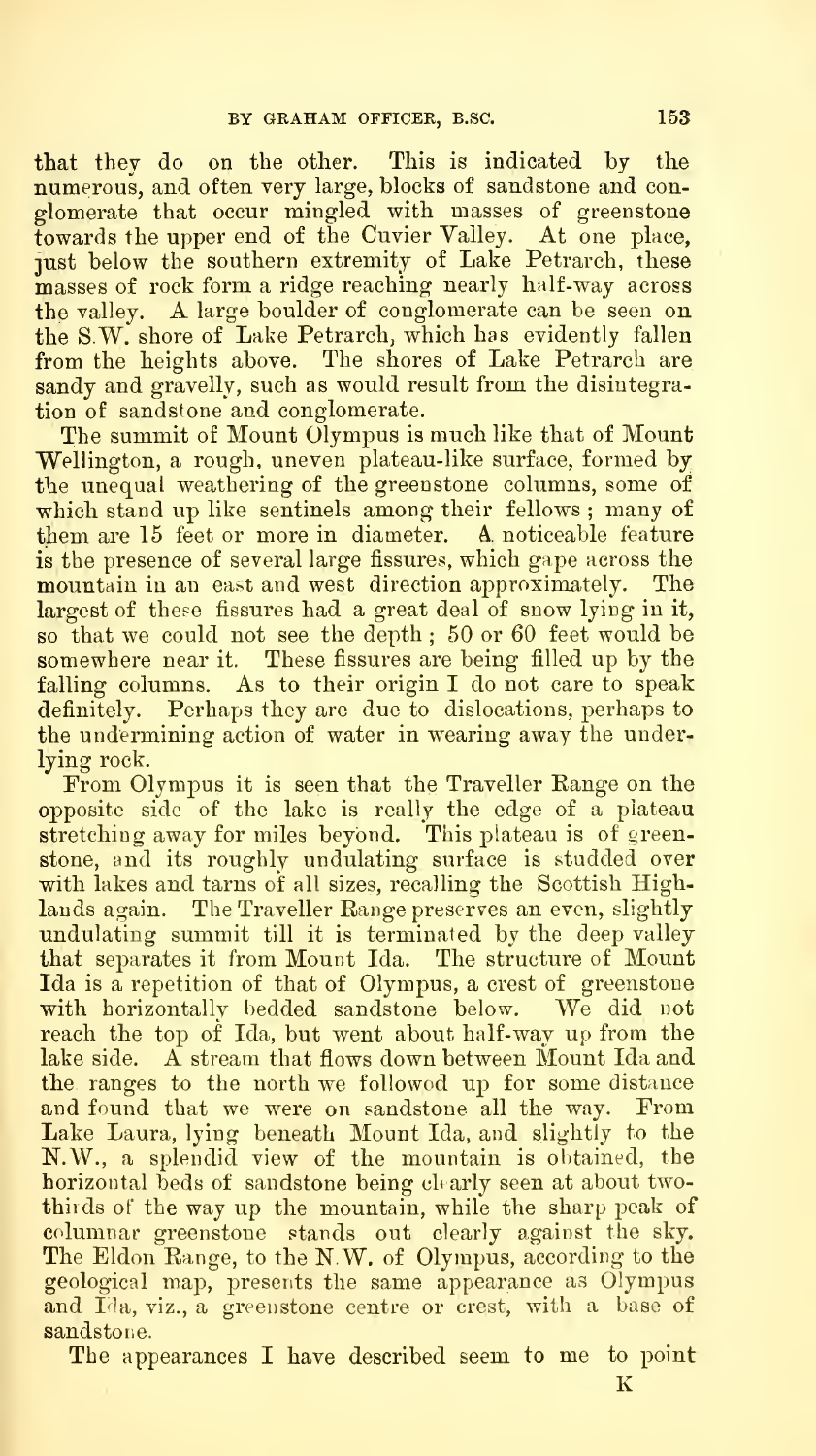that they do on the other. This is indicated by the numerous, and often very large, blocks of sandstone and conglomerate that occur mingled with masses of greenstone towards the upper end of the Cuvier Valley. At one place, just below the southern extremity of Lake Petrarch, these masses of rock form a ridge reaching nearly half-way across the valley. A large boulder of conglomerate can be seen on the S.W. shore of Lake Petrarch, which has evidently fallen from the heights above. The shores of Lake Petrarch are sandy and gravelly, such as would result from the disintegration of sandstone and conglomerate.

The summit of Mount Olympus is much like that of Mount Wellington, a rough, uneven plateau-like surface, formed by the unequal weathering of the greenstone columns, some of which stand up like sentinels among their fellows; many of them are 15 feet or more in diameter. A noticeable feature is the presence of several large fissures, which gape across the mountain in an east and west direction approximately. The largest of these fissures had a great deal of snow lying in it, so that we could not see the depth; 50 or 60 feet would be somewhere near it. These fissures are being filled up by the falling columns. As to their origin I do not care to speak definitely. Perhaps they are due to dislocations, perhaps to the undermining action of water in wearing away the underlying rock.

From Olympus it is seen that the Traveller Range on the opposite side of the lake is really the edge of a plateau stretching away for miles beyond. This plateau is of greenstone, and its roughly undulating surface is studded over with lakes and tarns of all sizes, recalling the Scottish Highlands again. The Traveller Range preserves an even, slightly undulating summit till it is terminated by the deep valley that separates it from Mount Ida. The structure of Mount Ida is a repetition of that of Olympus, a crest of greenstone with horizontally bedded sandstone below. We did not reach the top of Ida, but went about half-way up from the lake side. A stream that flows down between Mount Ida and the ranges to the north we followed up for some distance and found that we were on sandstone all the way. From Lake Laura, lying beneath Mount Ida, and slightly to the N.W., a splendid view of the mountain is obtained, the horizontal beds of sandstone being clearly seen at about two-thirds of the way up the mountain, while the sharp peak of columnar greenstone stands out clearly against the sky. The Eldon Range, to the N.W. of Olympus, according to the geological map, presents the same appearance as Olympus and Ida, viz., a greenstone centre or crest, with a base of sandstone.

The appearances I have described seem to me to point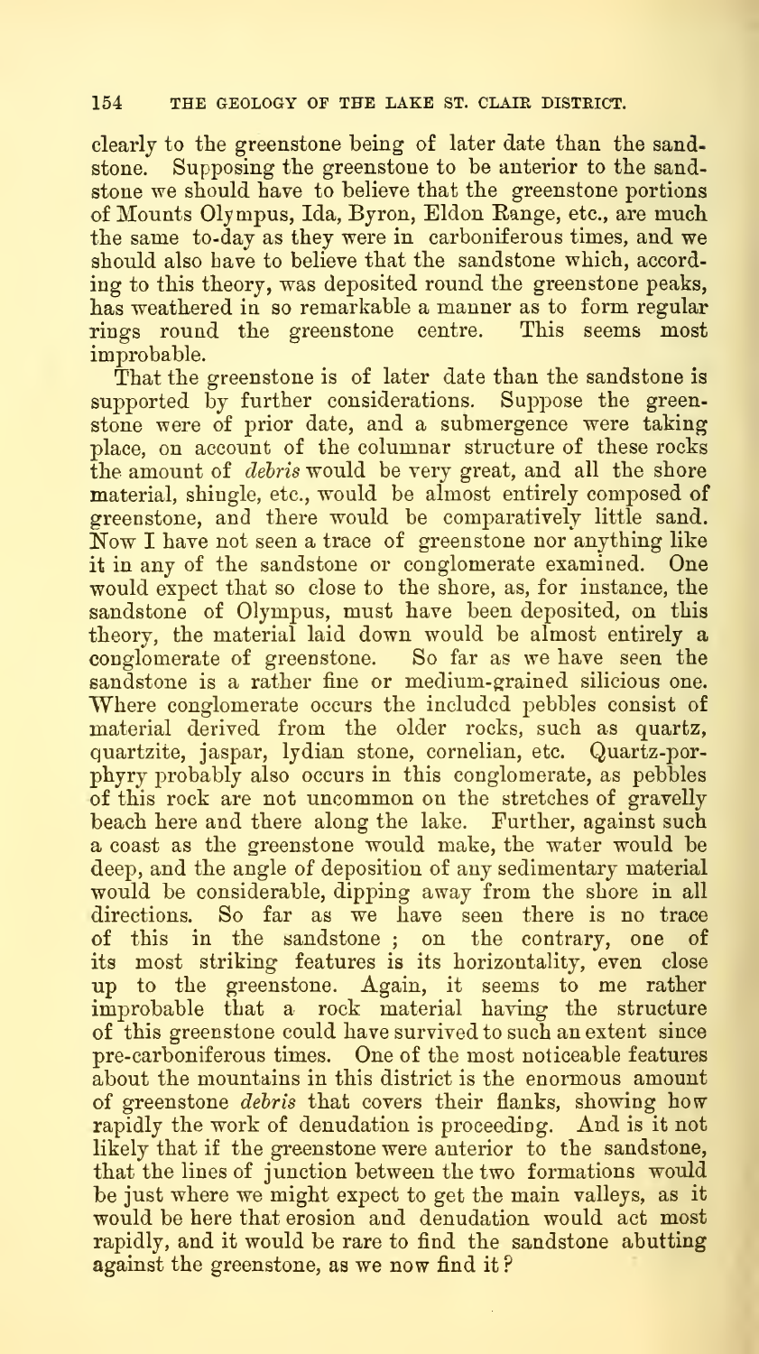clearly to the greenstone being of later date than the sandstone. Supposing the greenstone to be anterior to the sandstone we should have to believe that the greenstone portions of Mounts Olympus, Ida, Byron, Eldon Range, etc., are much the same to-day as they were in carboniferous times, and we should also have to believe that the sandstone which, according to this theory, was deposited round the greenstone peaks, has weathered in so remarkable a manner as to form regular rings round the greenstone centre. This seems most improbable.

That the greenstone is of later date than the sandstone is supported by further considerations. Suppose the greenstone were of prior date, and a submergence were taking place, on account of the columnar structure of these rocks the amount of *debris* would be very great, and all the shore material, shingle, etc., would be almost entirely composed of greenstone, and there would be comparatively little sand. Now I have not seen a trace of greenstone nor anything like it in any of the sandstone or conglomerate examined. One would expect that so close to the shore, as, for instance, the sandstone of Olympus, must have been deposited, on this theory, the material laid down would be almost entirely a conglomerate of greenstone. So far as we have seen the sandstone is a rather fine or medium-grained silicious one. Where conglomerate occurs the included pebbles consist of material derived from the older rocks, such as quartz, quartzite, jaspar, lydian stone, cornelian, etc. Quartz-porphyry probably also occurs in this conglomerate, as pebbles of this rock are not uncommon on the stretches of gravelly beach here and there along the lake. Further, against such a coast as the greenstone would make, the water would be deep, and the angle of deposition of any sedimentary material would be considerable, dipping away from the shore in all directions. So far as we have seen there is no trace of this in the sandstone; on the contrary, one of its most striking features is its horizontality, even close up to the greenstone. Again, it seems to me rather improbable that a rock material having the structure of this greenstone could have survived to such an extent since pre-carboniferous times. One of the most noticeable features about the mountains in this district is the enormous amount of greenstone *debris* that covers their flanks, showing how rapidly the work of denudation is proceeding. And is it not likely that if the greenstone were anterior to the sandstone, that the lines of junction between the two formations would be just where we might expect to get the main valleys, as it would be here that erosion and denudation would act most rapidly, and it would be rare to find the sandstone abutting against the greenstone, as we now find it?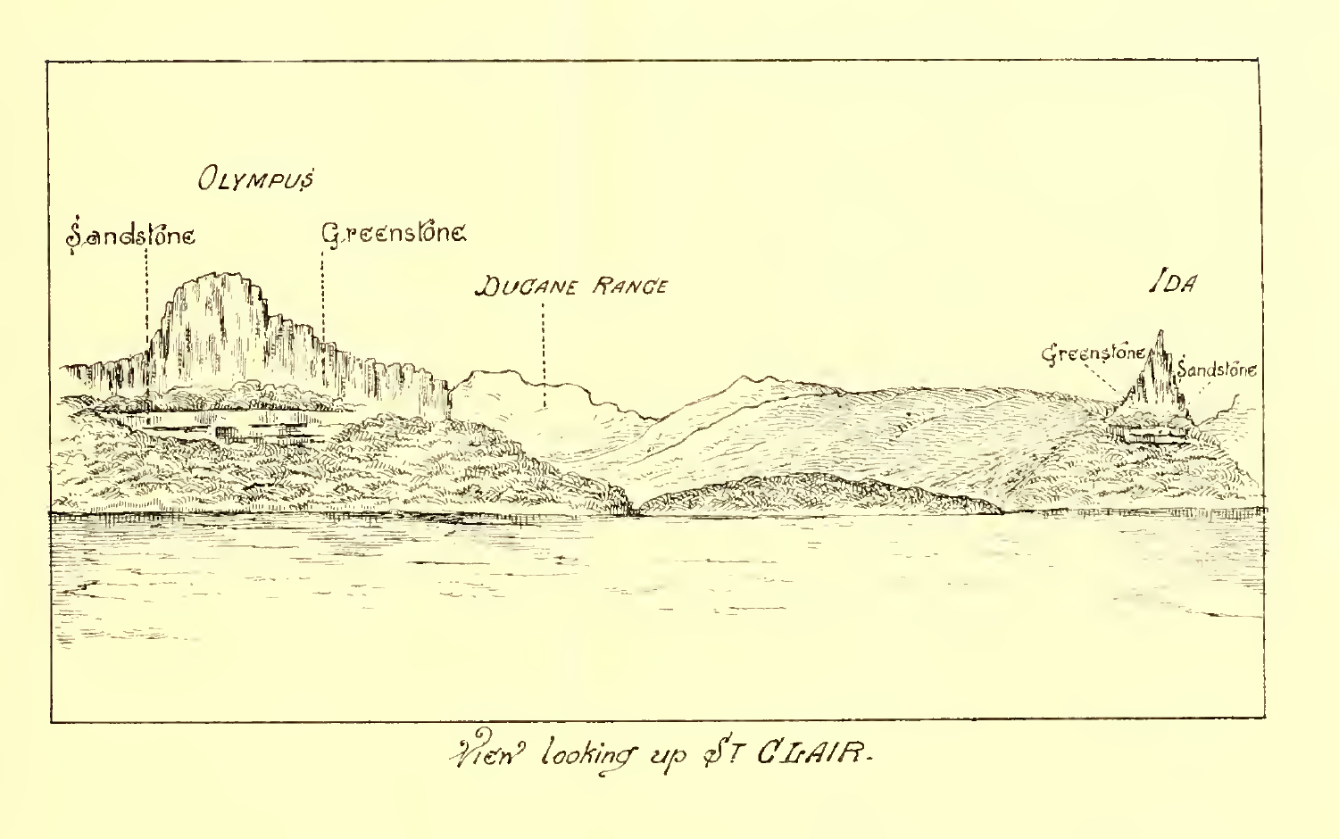OLYMPUS

Sandstone

Greenstone

DUCANE RANGE

IDA

Greenstone

Sandstone

View looking up ST CLAIR.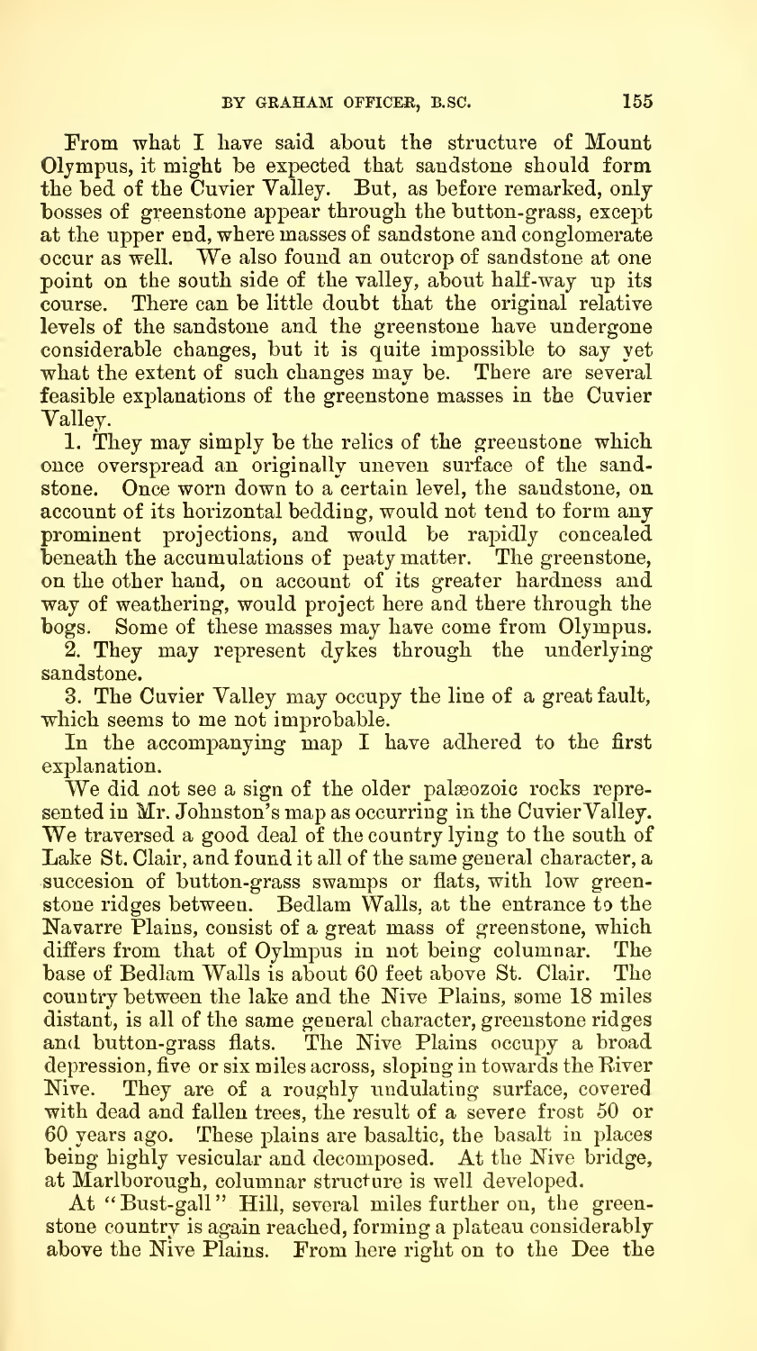From what I have said about the structure of Mount Olympus, it might be expected that sandstone should form the bed of the Cuvier Valley. But, as before remarked, only bosses of greenstone appear through the button-grass, except at the upper end, where masses of sandstone and conglomerate occur as well. We also found an outcrop of sandstone at one point on the south side of the valley, about half-way up its course. There can be little doubt that the original relative levels of the sandstone and the greenstone have undergone considerable changes, but it is quite impossible to say yet what the extent of such changes may be. There are several feasible explanations of the greenstone masses in the Cuvier Valley.

1. They may simply be the relics of the greenstone which once overspread an originally uneven surface of the sandstone. Once worn down to a certain level, the sandstone, on account of its horizontal bedding, would not tend to form any prominent projections, and would be rapidly concealed beneath the accumulations of peaty matter. The greenstone, on the other hand, on account of its greater hardness and way of weathering, would project here and there through the bogs. Some of these masses may have come from Olympus.

2. They may represent dykes through the underlying sandstone.

3. The Cuvier Valley may occupy the line of a great fault, which seems to me not improbable.

In the accompanying map I have adhered to the first explanation.

We did not see a sign of the older palæozoic rocks represented in Mr. Johnston's map as occurring in the Cuvier Valley. We traversed a good deal of the country lying to the south of Lake St. Clair, and found it all of the same general character, a succesion of button-grass swamps or flats, with low greenstone ridges between. Bedlam Walls, at the entrance to the Navarre Plains, consist of a great mass of greenstone, which differs from that of Oylmpus in not being columnar. The base of Bedlam Walls is about 60 feet above St. Clair. The country between the lake and the Nive Plains, some 18 miles distant, is all of the same general character, greenstone ridges and button-grass flats. The Nive Plains occupy a broad depression, five or six miles across, sloping in towards the River Nive. They are of a roughly undulating surface, covered with dead and fallen trees, the result of a severe frost 50 or 60 years ago. These plains are basaltic, the basalt in places being highly vesicular and decomposed. At the Nive bridge, at Marlborough, columnar structure is well developed.

At "Bust-gall" Hill, several miles further on, the greenstone country is again reached, forming a plateau considerably above the Nive Plains. From here right on to the Dee the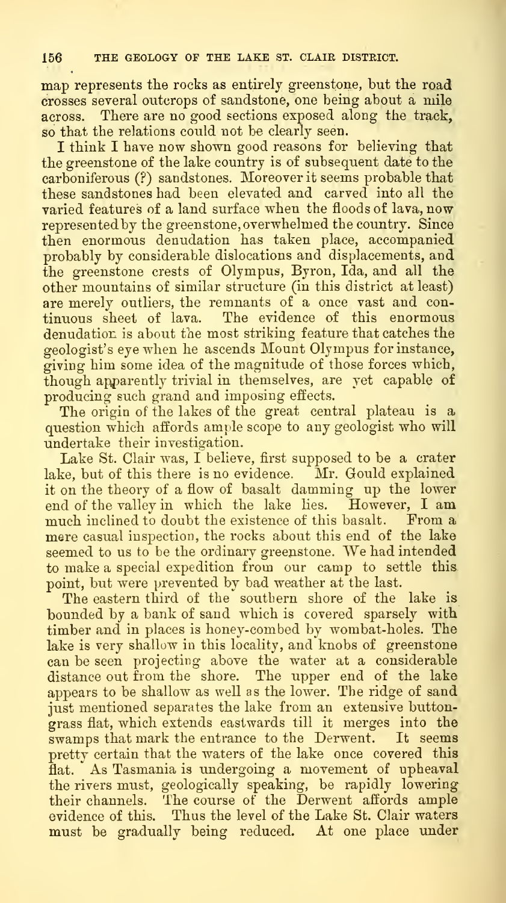map represents the rocks as entirely greenstone, but the road crosses several outcrops of sandstone, one being about a mile across. There are no good sections exposed along the track, so that the relations could not be clearly seen.

I think I have now shown good reasons for believing that the greenstone of the lake country is of subsequent date to the carboniferous (?) sandstones. Moreover it seems probable that these sandstones had been elevated and carved into all the varied features of a land surface when the floods of lava, now represented by the greenstone, overwhelmed the country. Since then enormous denudation has taken place, accompanied probably by considerable dislocations and displacements, and the greenstone crests of Olympus, Byron, Ida, and all the other mountains of similar structure (in this district at least) are merely outliers, the remnants of a once vast and continuous sheet of lava. The evidence of this enormous denudation is about the most striking feature that catches the geologist's eye when he ascends Mount Olympus for instance, giving him some idea of the magnitude of those forces which, though apparently trivial in themselves, are yet capable of producing such grand and imposing effects.

The origin of the lakes of the great central plateau is a question which affords ample scope to any geologist who will undertake their investigation.

Lake St. Clair was, I believe, first supposed to be a crater lake, but of this there is no evidence. Mr. Gould explained it on the theory of a flow of basalt damming up the lower end of the valley in which the lake lies. However, I am much inclined to doubt the existence of this basalt. From a mere casual inspection, the rocks about this end of the lake seemed to us to be the ordinary greenstone. We had intended to make a special expedition from our camp to settle this point, but were prevented by bad weather at the last.

The eastern third of the southern shore of the lake is bounded by a bank of sand which is covered sparsely with timber and in places is honey-combed by wombat-holes. The lake is very shallow in this locality, and knobs of greenstone can be seen projecting above the water at a considerable distance out from the shore. The upper end of the lake appears to be shallow as well as the lower. The ridge of sand just mentioned separates the lake from an extensive button-grass flat, which extends eastwards till it merges into the swamps that mark the entrance to the Derwent. It seems pretty certain that the waters of the lake once covered this flat. As Tasmania is undergoing a movement of upheaval the rivers must, geologically speaking, be rapidly lowering their channels. The course of the Derwent affords ample evidence of this. Thus the level of the Lake St. Clair waters must be gradually being reduced. At one place under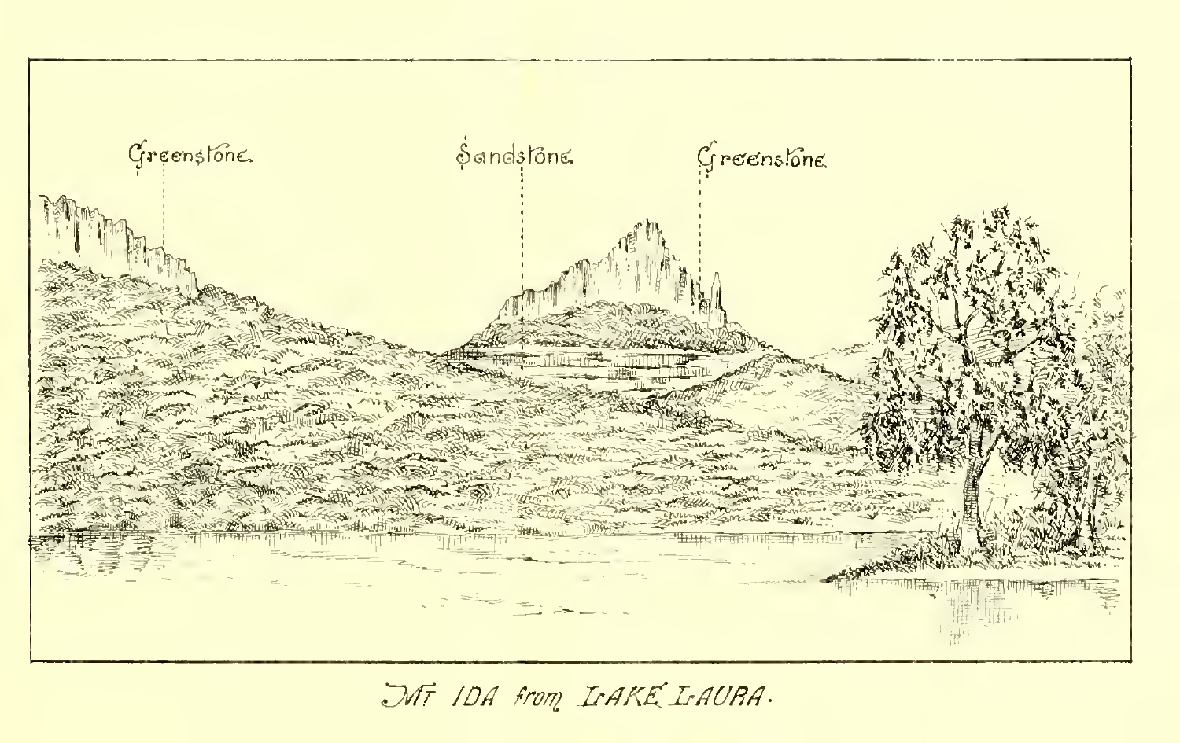Greenstone

Sandstone

Greenstone

MT IDA from LAKE LAURA.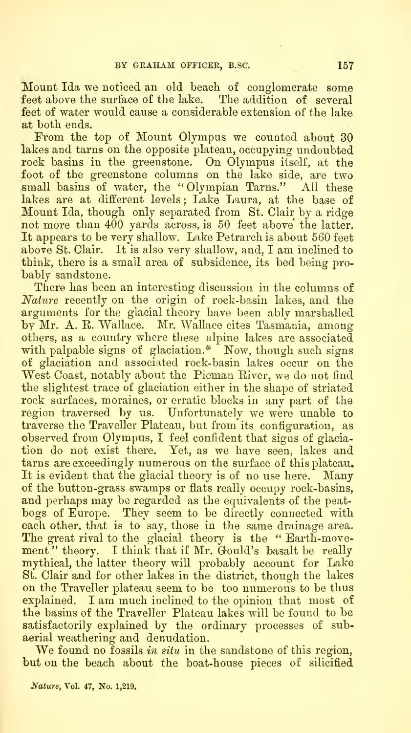Mount Ida we noticed an old beach of conglomerate some feet above the surface of the lake. The addition of several feet of water would cause a considerable extension of the lake at both ends.

From the top of Mount Olympus we counted about 30 lakes and tarns on the opposite plateau, occupying undoubted rock basins in the greenstone. On Olympus itself, at the foot of the greenstone columns on the lake side, are two small basins of water, the "Olympian Tarns." All these lakes are at different levels; Lake Laura, at the base of Mount Ida, though only separated from St. Clair by a ridge not more than 400 yards across, is 50 feet above the latter. It appears to be very shallow. Lake Petrarch is about 560 feet above St. Clair. It is also very shallow, and, I am inclined to think, there is a small area of subsidence, its bed being probably sandstone.

There has been an interesting discussion in the columns of *Nature* recently on the origin of rock-basin lakes, and the arguments for the glacial theory have been ably marshalled by Mr. A. R. Wallace. Mr. Wallace cites Tasmania, among others, as a country where these alpine lakes are associated with palpable signs of glaciation.* Now, though such signs of glaciation and associated rock-basin lakes occur on the West Coast, notably about the Pieman River, we do not find the slightest trace of glaciation either in the shape of striated rock surfaces, moraines, or erratic blocks in any part of the region traversed by us. Unfortunately we were unable to traverse the Traveller Plateau, but from its configuration, as observed from Olympus, I feel confident that signs of glaciation do not exist there. Yet, as we have seen, lakes and tarns are exceedingly numerous on the surface of this plateau. It is evident that the glacial theory is of no use here. Many of the button-grass swamps or flats really occupy rock-basins, and perhaps may be regarded as the equivalents of the peat-bogs of Europe. They seem to be directly connected with each other, that is to say, those in the same drainage area. The great rival to the glacial theory is the "Earth-movement" theory. I think that if Mr. Gould's basalt be really mythical, the latter theory will probably account for Lake St. Clair and for other lakes in the district, though the lakes on the Traveller plateau seem to be too numerous to be thus explained. I am much inclined to the opinion that most of the basins of the Traveller Plateau lakes will be found to be satisfactorily explained by the ordinary processes of sub-aerial weathering and denudation.

We found no fossils *in situ* in the sandstone of this region, but on the beach about the boat-house pieces of silicified

*Nature*, Vol. 47, No. 1,219.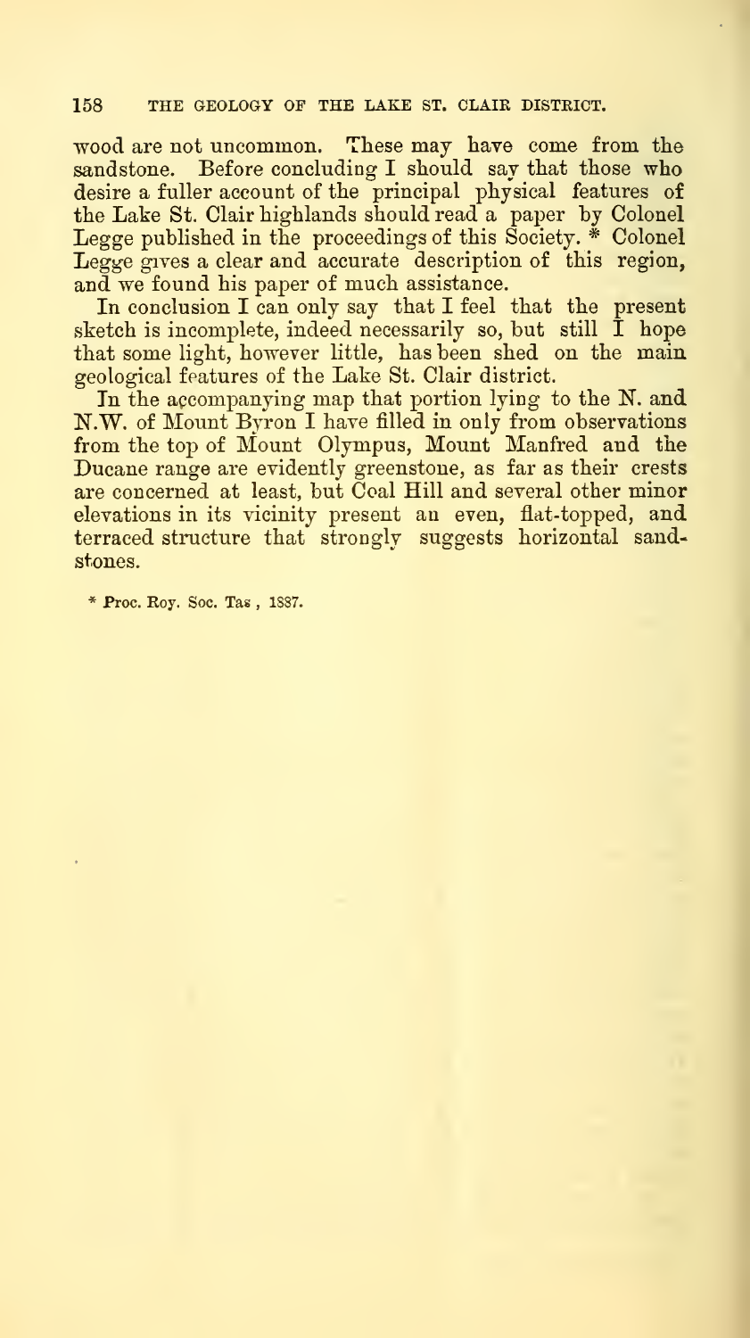wood are not uncommon. These may have come from the sandstone. Before concluding I should say that those who desire a fuller account of the principal physical features of the Lake St. Clair highlands should read a paper by Colonel Legge published in the proceedings of this Society.* Colonel Legge gives a clear and accurate description of this region, and we found his paper of much assistance.

In conclusion I can only say that I feel that the present sketch is incomplete, indeed necessarily so, but still I hope that some light, however little, has been shed on the main geological features of the Lake St. Clair district.

In the accompanying map that portion lying to the N. and N.W. of Mount Byron I have filled in only from observations from the top of Mount Olympus, Mount Manfred and the Ducane range are evidently greenstone, as far as their crests are concerned at least, but Coal Hill and several other minor elevations in its vicinity present an even, flat-topped, and terraced structure that strongly suggests horizontal sandstones.

\* Proc. Roy. Soc. Tas , 1887.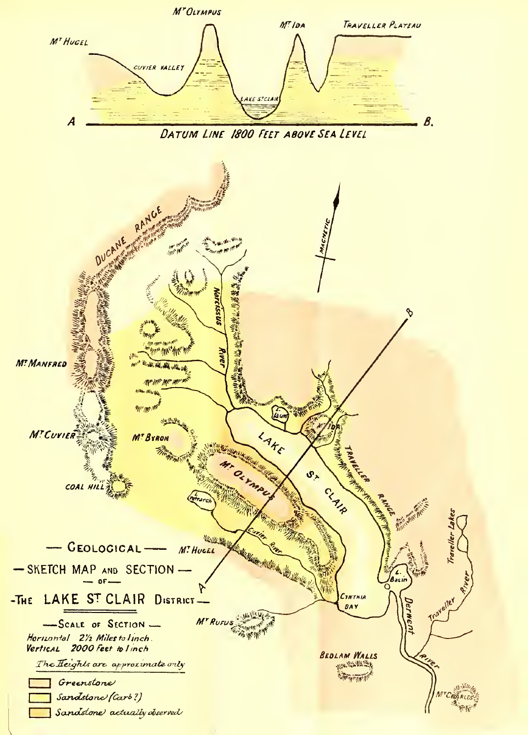# Geological Sketch Map and Section of the Lake St Clair District

Mt Hugel

Cuvier Valley

Mt Olympus

Lake St Clair

Mt Ida

Traveller Plateau

A

B.

DATUM LINE 1800 FEET ABOVE SEA LEVEL

Magnetic

Ducane Range

Mt Manfred

Mt Cuvier

Mt Byron

Coal Hill

Narcissus River

L. Laura

Mt Ida

Lake St Clair

Mt Olympus

Traveller Range

L. Petrarch

Cuvier River

Mt Hugel

Cynthia Bay

L. Basin

Traveller Lakes

Traveller River

Derwent River

Mt Rufus

Bedlam Walls

Mt Charles

— Scale of Section —

*Horizontal 2½ Miles to 1 inch.*

*Vertical 2000 Feet to 1 inch*

*The Heights are approximate only*

*Greenstone*

*Sandstone (Carb?)*

*Sandstone actually observed*